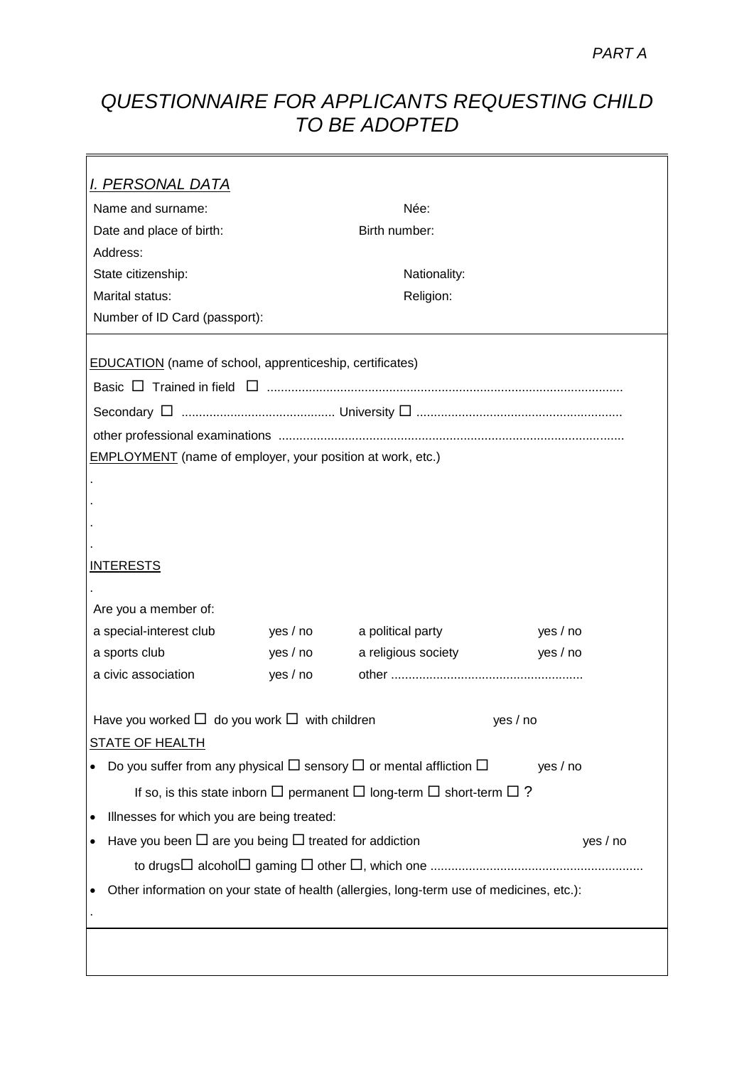*PART A*

# *QUESTIONNAIRE FOR APPLICANTS REQUESTING CHILD TO BE ADOPTED*

## *I. PERSONAL DATA*

Name and surname: Née:

Date and place of birth: Birth number:

Address:

State citizenship: Nationality:

Marital status: Religion:

Number of ID Card (passport):

EDUCATION (name of school, apprenticeship, certificates)

Basic ☐ Trained in field ☐ ....................................................................................................

Secondary ☐ ........................................... University ☐ ..........................................................

other professional examinations ..................................................................................................

EMPLOYMENT (name of employer, your position at work, etc.)

.

.

.

.

INTERESTS

.

Are you a member of:

| | | | |
|---|---|---|---|
| a special-interest club | yes / no | a political party | yes / no |
| a sports club | yes / no | a religious society | yes / no |
| a civic association | yes / no | other ....................................................... | |

Have you worked ☐ do you work ☐ with children yes / no

STATE OF HEALTH

- Do you suffer from any physical ☐ sensory ☐ or mental affliction ☐ yes / no

  If so, is this state inborn ☐ permanent ☐ long-term ☐ short-term ☐ ?

- Illnesses for which you are being treated:
- Have you been ☐ are you being ☐ treated for addiction yes / no

  to drugs☐ alcohol☐ gaming ☐ other ☐, which one ............................................................

- Other information on your state of health (allergies, long-term use of medicines, etc.):

.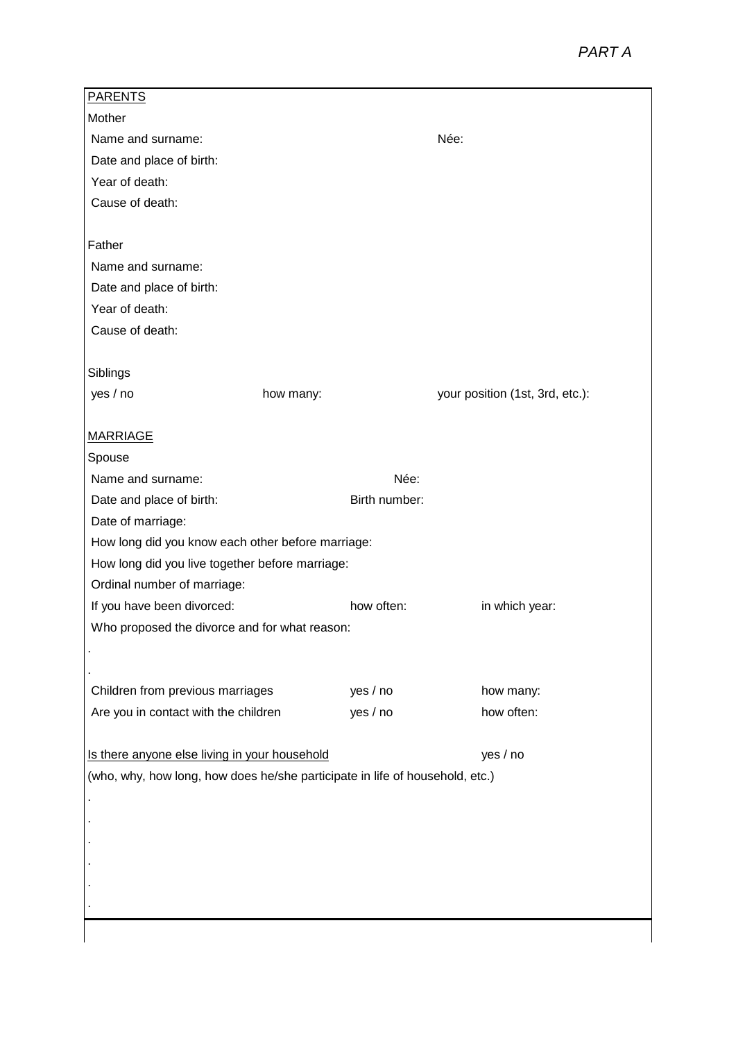*PART A*

PARENTS

Mother

Name and surname: Née:

Date and place of birth:

Year of death:

Cause of death:

Father

Name and surname:

Date and place of birth:

Year of death:

Cause of death:

Siblings

yes / no how many: your position (1st, 3rd, etc.):

MARRIAGE

Spouse

Name and surname: Née:

Date and place of birth: Birth number:

Date of marriage:

How long did you know each other before marriage:

How long did you live together before marriage:

Ordinal number of marriage:

If you have been divorced: how often: in which year:

Who proposed the divorce and for what reason:

.

.

Children from previous marriages yes / no how many:

Are you in contact with the children yes / no how often:

Is there anyone else living in your household yes / no

(who, why, how long, how does he/she participate in life of household, etc.)

.

.

.

.

.

.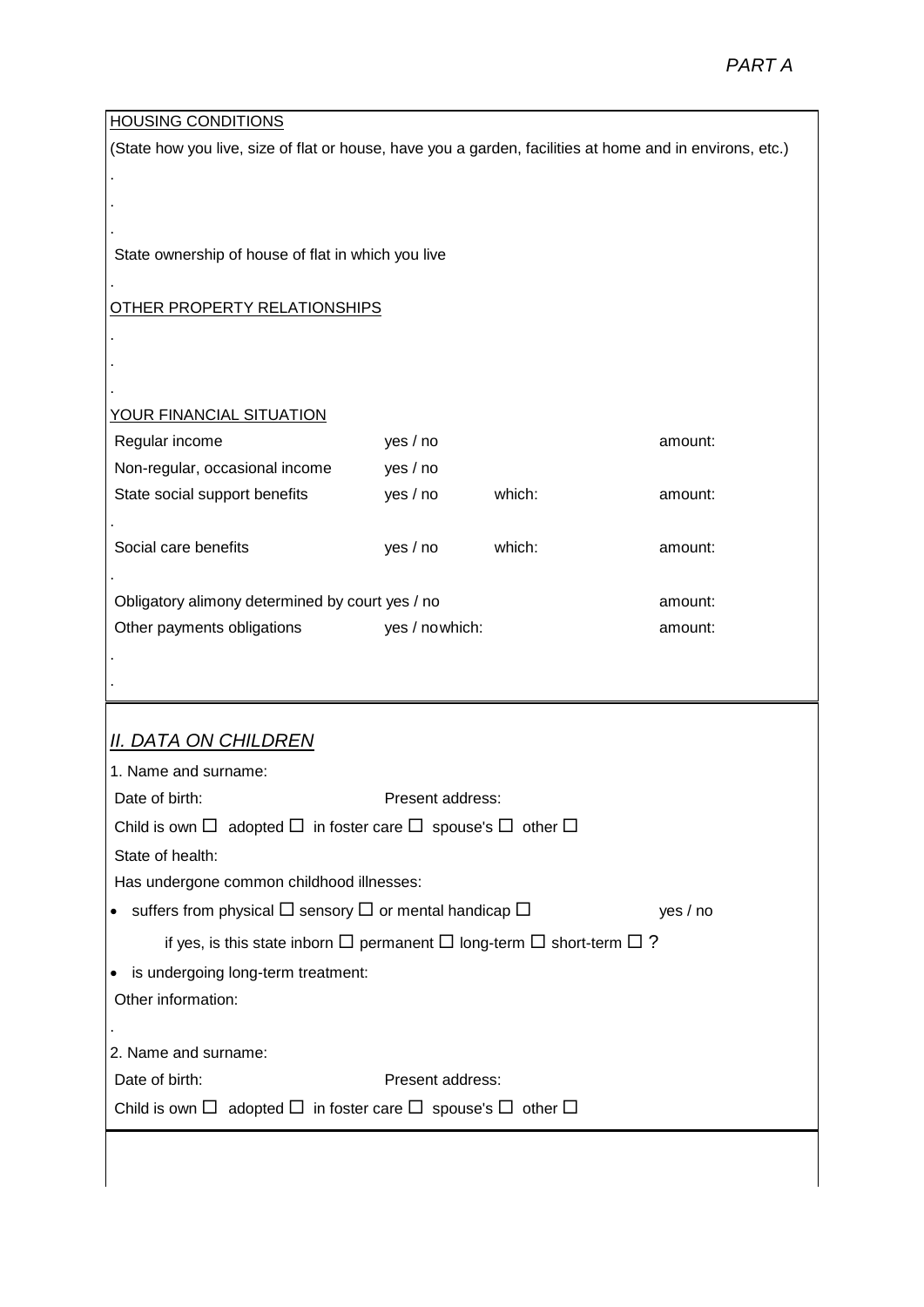*PART A*

HOUSING CONDITIONS

(State how you live, size of flat or house, have you a garden, facilities at home and in environs, etc.)

.

.

.

State ownership of house of flat in which you live

.

OTHER PROPERTY RELATIONSHIPS

.

.

.

YOUR FINANCIAL SITUATION

| | | | |
|---|---|---|---|
| Regular income | yes / no | | amount: |
| Non-regular, occasional income | yes / no | | |
| State social support benefits | yes / no | which: | amount: |
| . | | | |
| Social care benefits | yes / no | which: | amount: |
| . | | | |
| Obligatory alimony determined by court yes / no | | | amount: |
| Other payments obligations | yes / no | which: | amount: |

.

.

## *II. DATA ON CHILDREN*

1. Name and surname:

Date of birth: Present address:

Child is own ☐ adopted ☐ in foster care ☐ spouse's ☐ other ☐

State of health:

Has undergone common childhood illnesses:

- suffers from physical ☐ sensory ☐ or mental handicap ☐ yes / no

  if yes, is this state inborn ☐ permanent ☐ long-term ☐ short-term ☐ ?

- is undergoing long-term treatment:

Other information:

.

2. Name and surname:

Date of birth: Present address:

Child is own ☐ adopted ☐ in foster care ☐ spouse's ☐ other ☐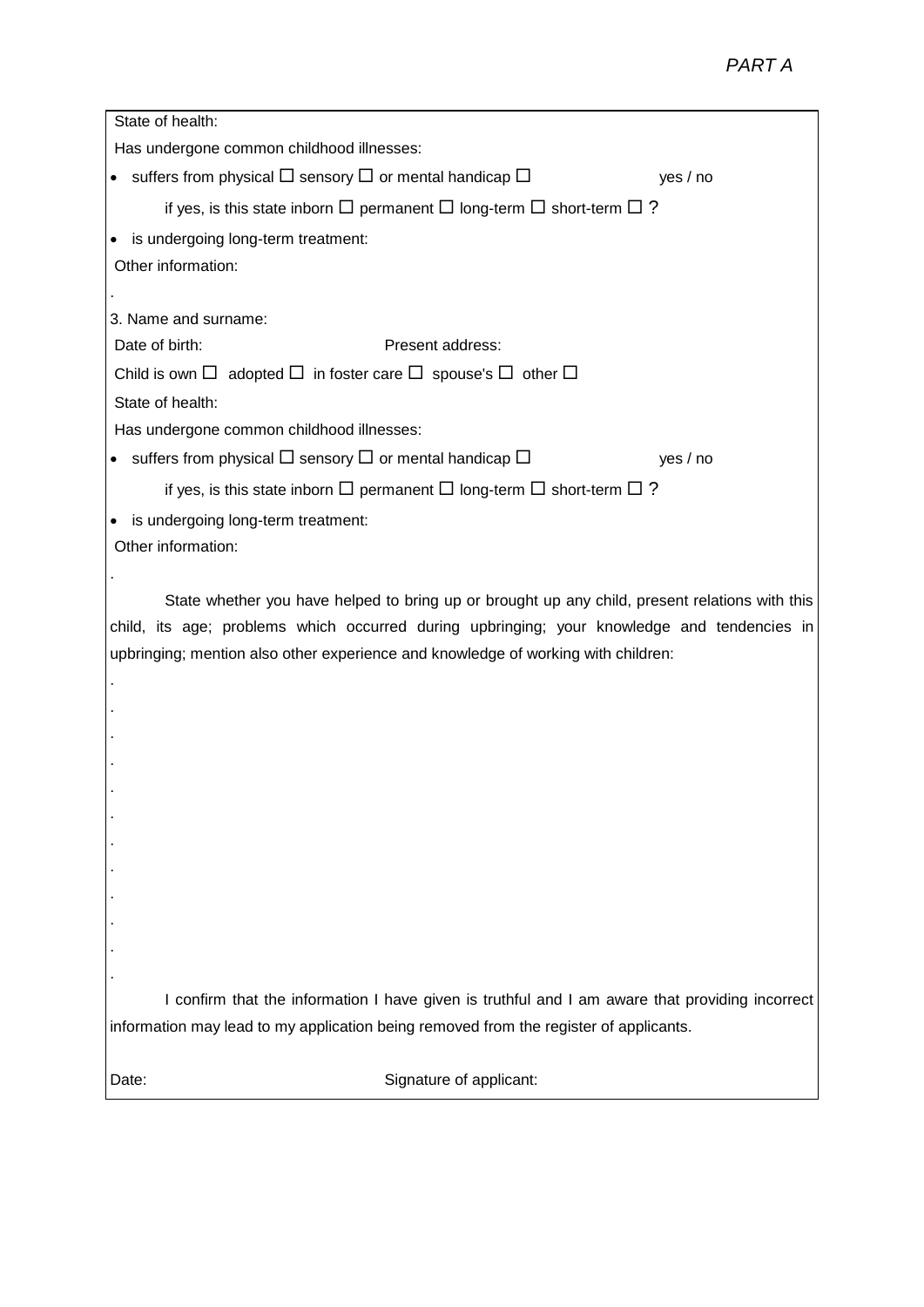*PART A*

State of health:

Has undergone common childhood illnesses:

- suffers from physical ☐ sensory ☐ or mental handicap ☐ yes / no

  if yes, is this state inborn ☐ permanent ☐ long-term ☐ short-term ☐ ?

- is undergoing long-term treatment:

Other information:

.

3. Name and surname:

Date of birth: Present address:

Child is own ☐ adopted ☐ in foster care ☐ spouse's ☐ other ☐

State of health:

Has undergone common childhood illnesses:

- suffers from physical ☐ sensory ☐ or mental handicap ☐ yes / no

  if yes, is this state inborn ☐ permanent ☐ long-term ☐ short-term ☐ ?

- is undergoing long-term treatment:

Other information:

.

State whether you have helped to bring up or brought up any child, present relations with this child, its age; problems which occurred during upbringing; your knowledge and tendencies in upbringing; mention also other experience and knowledge of working with children:

.

.

.

.

.

.

.

.

.

.

.

.

I confirm that the information I have given is truthful and I am aware that providing incorrect information may lead to my application being removed from the register of applicants.

Date: Signature of applicant: